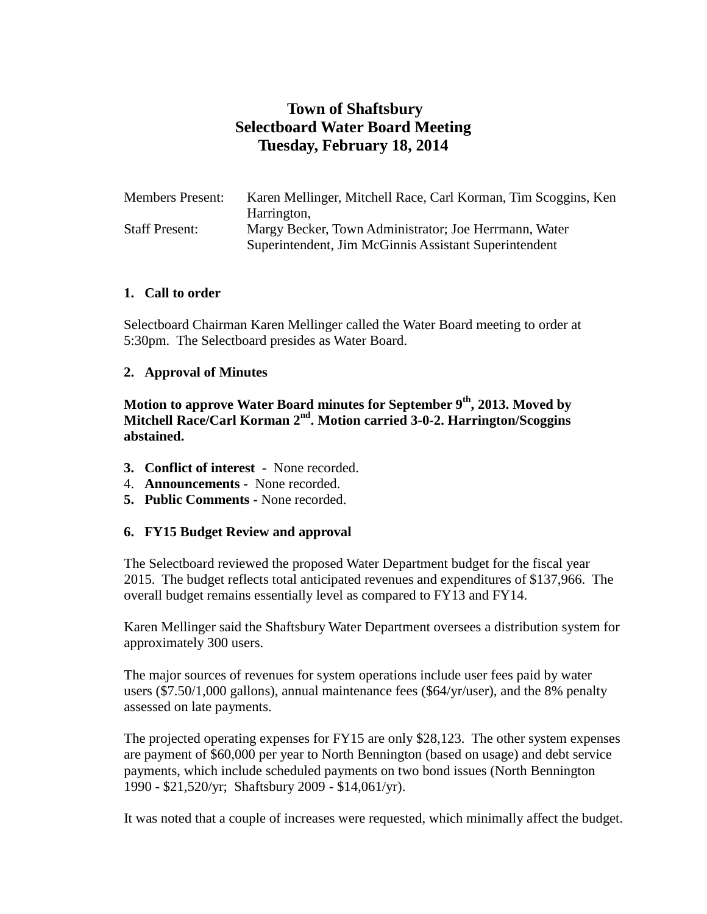# Town of Shaftsbury
# Selectboard Water Board Meeting
# Tuesday, February 18, 2014

| | |
|---|---|
| Members Present: | Karen Mellinger, Mitchell Race, Carl Korman, Tim Scoggins, Ken Harrington, |
| Staff Present: | Margy Becker, Town Administrator; Joe Herrmann, Water Superintendent, Jim McGinnis Assistant Superintendent |

**1. Call to order**

Selectboard Chairman Karen Mellinger called the Water Board meeting to order at 5:30pm. The Selectboard presides as Water Board.

**2. Approval of Minutes**

**Motion to approve Water Board minutes for September 9th, 2013. Moved by Mitchell Race/Carl Korman 2nd. Motion carried 3-0-2. Harrington/Scoggins abstained.**

3. **Conflict of interest -** None recorded.
4. **Announcements -** None recorded.
5. **Public Comments -** None recorded.

**6. FY15 Budget Review and approval**

The Selectboard reviewed the proposed Water Department budget for the fiscal year 2015. The budget reflects total anticipated revenues and expenditures of $137,966. The overall budget remains essentially level as compared to FY13 and FY14.

Karen Mellinger said the Shaftsbury Water Department oversees a distribution system for approximately 300 users.

The major sources of revenues for system operations include user fees paid by water users ($7.50/1,000 gallons), annual maintenance fees ($64/yr/user), and the 8% penalty assessed on late payments.

The projected operating expenses for FY15 are only $28,123. The other system expenses are payment of $60,000 per year to North Bennington (based on usage) and debt service payments, which include scheduled payments on two bond issues (North Bennington 1990 - $21,520/yr; Shaftsbury 2009 - $14,061/yr).

It was noted that a couple of increases were requested, which minimally affect the budget.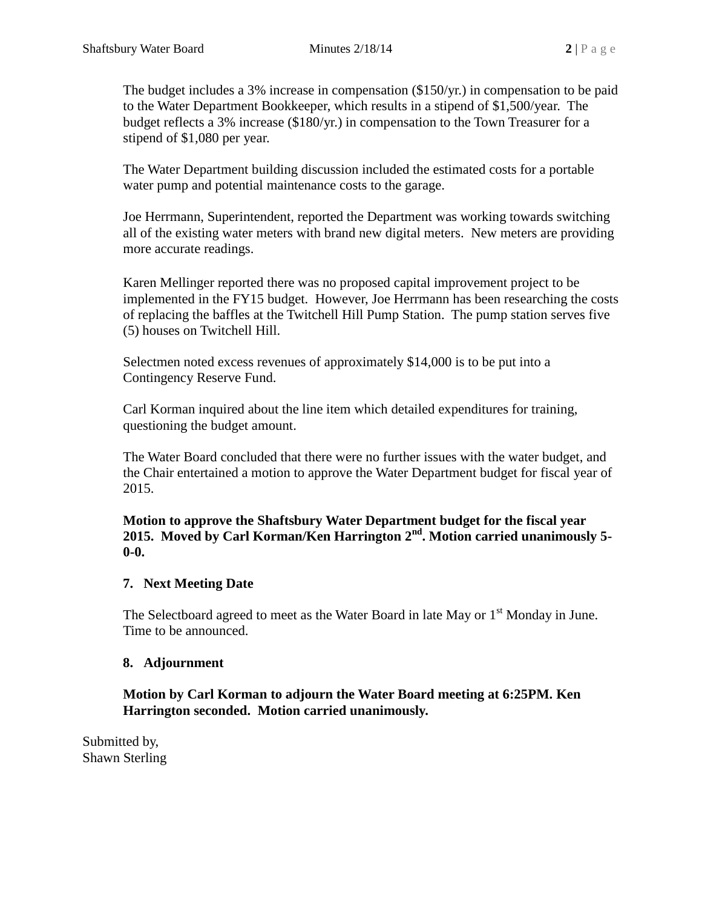The budget includes a 3% increase in compensation ($150/yr.) in compensation to be paid to the Water Department Bookkeeper, which results in a stipend of $1,500/year. The budget reflects a 3% increase ($180/yr.) in compensation to the Town Treasurer for a stipend of $1,080 per year.

The Water Department building discussion included the estimated costs for a portable water pump and potential maintenance costs to the garage.

Joe Herrmann, Superintendent, reported the Department was working towards switching all of the existing water meters with brand new digital meters. New meters are providing more accurate readings.

Karen Mellinger reported there was no proposed capital improvement project to be implemented in the FY15 budget. However, Joe Herrmann has been researching the costs of replacing the baffles at the Twitchell Hill Pump Station. The pump station serves five (5) houses on Twitchell Hill.

Selectmen noted excess revenues of approximately $14,000 is to be put into a Contingency Reserve Fund.

Carl Korman inquired about the line item which detailed expenditures for training, questioning the budget amount.

The Water Board concluded that there were no further issues with the water budget, and the Chair entertained a motion to approve the Water Department budget for fiscal year of 2015.

**Motion to approve the Shaftsbury Water Department budget for the fiscal year 2015. Moved by Carl Korman/Ken Harrington 2nd. Motion carried unanimously 5-0-0.**

**7. Next Meeting Date**

The Selectboard agreed to meet as the Water Board in late May or 1st Monday in June. Time to be announced.

**8. Adjournment**

**Motion by Carl Korman to adjourn the Water Board meeting at 6:25PM. Ken Harrington seconded. Motion carried unanimously.**

Submitted by,
Shawn Sterling